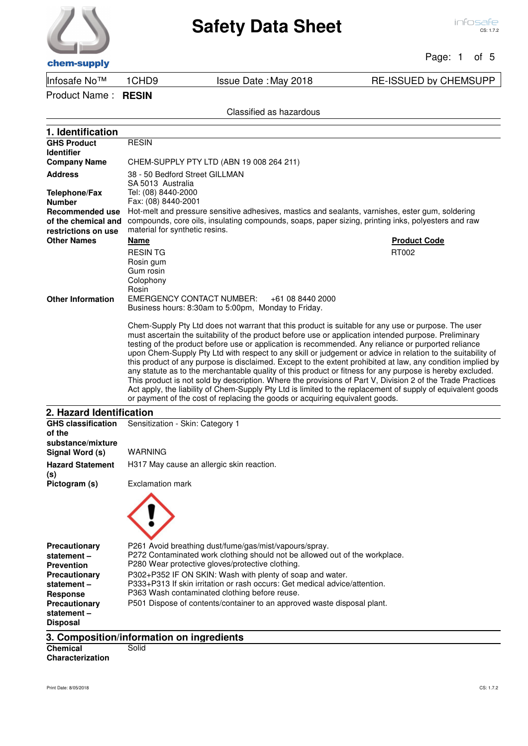# Safety Data Sheet

| Infosafe No™ | 1CHD9 | Issue Date : May 2018 | RE-ISSUED by CHEMSUPP |
|---|---|---|---|

Product Name : **RESIN**

Classified as hazardous

## 1. Identification

| | |
|---|---|
| **GHS Product Identifier** | RESIN |
| **Company Name** | CHEM-SUPPLY PTY LTD (ABN 19 008 264 211) |
| **Address** | 38 - 50 Bedford Street GILLMAN<br>SA 5013 Australia |
| **Telephone/Fax Number** | Tel: (08) 8440-2000<br>Fax: (08) 8440-2001 |
| **Recommended use of the chemical and restrictions on use** | Hot-melt and pressure sensitive adhesives, mastics and sealants, varnishes, ester gum, soldering compounds, core oils, insulating compounds, soaps, paper sizing, printing inks, polyesters and raw material for synthetic resins. |

**Other Names**

| Name | Product Code |
|---|---|
| RESIN TG | RT002 |
| Rosin gum | |
| Gum rosin | |
| Colophony | |
| Rosin | |

**Other Information**

EMERGENCY CONTACT NUMBER: +61 08 8440 2000
Business hours: 8:30am to 5:00pm, Monday to Friday.

Chem-Supply Pty Ltd does not warrant that this product is suitable for any use or purpose. The user must ascertain the suitability of the product before use or application intended purpose. Preliminary testing of the product before use or application is recommended. Any reliance or purported reliance upon Chem-Supply Pty Ltd with respect to any skill or judgement or advice in relation to the suitability of this product of any purpose is disclaimed. Except to the extent prohibited at law, any condition implied by any statute as to the merchantable quality of this product or fitness for any purpose is hereby excluded. This product is not sold by description. Where the provisions of Part V, Division 2 of the Trade Practices Act apply, the liability of Chem-Supply Pty Ltd is limited to the replacement of supply of equivalent goods or payment of the cost of replacing the goods or acquiring equivalent goods.

## 2. Hazard Identification

| | |
|---|---|
| **GHS classification of the substance/mixture** | Sensitization - Skin: Category 1 |
| **Signal Word (s)** | WARNING |
| **Hazard Statement (s)** | H317 May cause an allergic skin reaction. |
| **Pictogram (s)** | Exclamation mark |
| **Precautionary statement – Prevention** | P261 Avoid breathing dust/fume/gas/mist/vapours/spray.<br>P272 Contaminated work clothing should not be allowed out of the workplace.<br>P280 Wear protective gloves/protective clothing. |
| **Precautionary statement – Response** | P302+P352 IF ON SKIN: Wash with plenty of soap and water.<br>P333+P313 If skin irritation or rash occurs: Get medical advice/attention.<br>P363 Wash contaminated clothing before reuse. |
| **Precautionary statement – Disposal** | P501 Dispose of contents/container to an approved waste disposal plant. |

## 3. Composition/information on ingredients

| | |
|---|---|
| **Chemical Characterization** | Solid |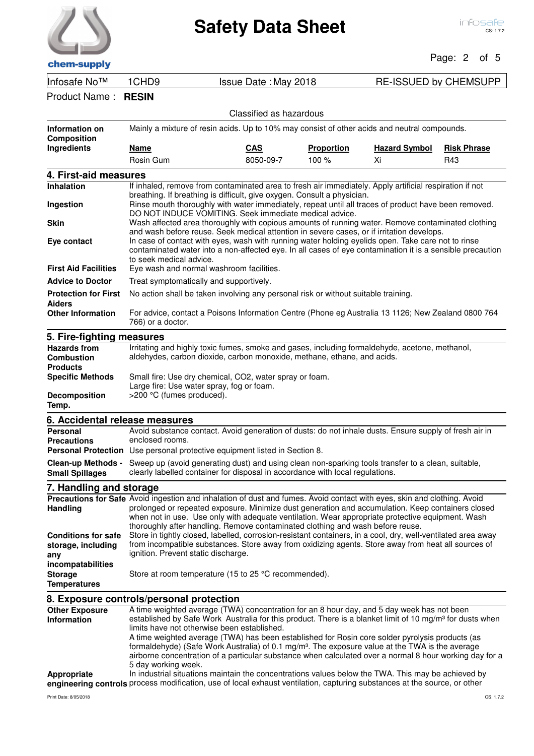Infosafe No™ 1CHD9 | Issue Date : May 2018 | RE-ISSUED by CHEMSUPP

Product Name : **RESIN**

Classified as hazardous

**Information on Composition**: Mainly a mixture of resin acids. Up to 10% may consist of other acids and neutral compounds.

**Ingredients**

| Name | CAS | Proportion | Hazard Symbol | Risk Phrase |
|---|---|---|---|---|
| Rosin Gum | 8050-09-7 | 100 % | Xi | R43 |

## 4. First-aid measures

**Inhalation**: If inhaled, remove from contaminated area to fresh air immediately. Apply artificial respiration if not breathing. If breathing is difficult, give oxygen. Consult a physician.

**Ingestion**: Rinse mouth thoroughly with water immediately, repeat until all traces of product have been removed. DO NOT INDUCE VOMITING. Seek immediate medical advice.

**Skin**: Wash affected area thoroughly with copious amounts of running water. Remove contaminated clothing and wash before reuse. Seek medical attention in severe cases, or if irritation develops.

**Eye contact**: In case of contact with eyes, wash with running water holding eyelids open. Take care not to rinse contaminated water into a non-affected eye. In all cases of eye contamination it is a sensible precaution to seek medical advice.

**First Aid Facilities**: Eye wash and normal washroom facilities.

**Advice to Doctor**: Treat symptomatically and supportively.

**Protection for First Aiders**: No action shall be taken involving any personal risk or without suitable training.

**Other Information**: For advice, contact a Poisons Information Centre (Phone eg Australia 13 1126; New Zealand 0800 764 766) or a doctor.

## 5. Fire-fighting measures

**Hazards from Combustion Products**: Irritating and highly toxic fumes, smoke and gases, including formaldehyde, acetone, methanol, aldehydes, carbon dioxide, carbon monoxide, methane, ethane, and acids.

**Specific Methods**: Small fire: Use dry chemical, CO2, water spray or foam.
Large fire: Use water spray, fog or foam.

**Decomposition Temp.**: >200 °C (fumes produced).

## 6. Accidental release measures

**Personal Precautions**: Avoid substance contact. Avoid generation of dusts: do not inhale dusts. Ensure supply of fresh air in enclosed rooms.

**Personal Protection**: Use personal protective equipment listed in Section 8.

**Clean-up Methods - Small Spillages**: Sweep up (avoid generating dust) and using clean non-sparking tools transfer to a clean, suitable, clearly labelled container for disposal in accordance with local regulations.

## 7. Handling and storage

**Precautions for Safe Handling**: Avoid ingestion and inhalation of dust and fumes. Avoid contact with eyes, skin and clothing. Avoid prolonged or repeated exposure. Minimize dust generation and accumulation. Keep containers closed when not in use. Use only with adequate ventilation. Wear appropriate protective equipment. Wash thoroughly after handling. Remove contaminated clothing and wash before reuse.

**Conditions for safe storage, including any incompatabilities**: Store in tightly closed, labelled, corrosion-resistant containers, in a cool, dry, well-ventilated area away from incompatible substances. Store away from oxidizing agents. Store away from heat all sources of ignition. Prevent static discharge.

**Storage Temperatures**: Store at room temperature (15 to 25 °C recommended).

## 8. Exposure controls/personal protection

**Other Exposure Information**: A time weighted average (TWA) concentration for an 8 hour day, and 5 day week has not been established by Safe Work Australia for this product. There is a blanket limit of 10 mg/m³ for dusts when limits have not otherwise been established.
A time weighted average (TWA) has been established for Rosin core solder pyrolysis products (as formaldehyde) (Safe Work Australia) of 0.1 mg/m³. The exposure value at the TWA is the average airborne concentration of a particular substance when calculated over a normal 8 hour working day for a 5 day working week.

**Appropriate engineering controls**: In industrial situations maintain the concentrations values below the TWA. This may be achieved by process modification, use of local exhaust ventilation, capturing substances at the source, or other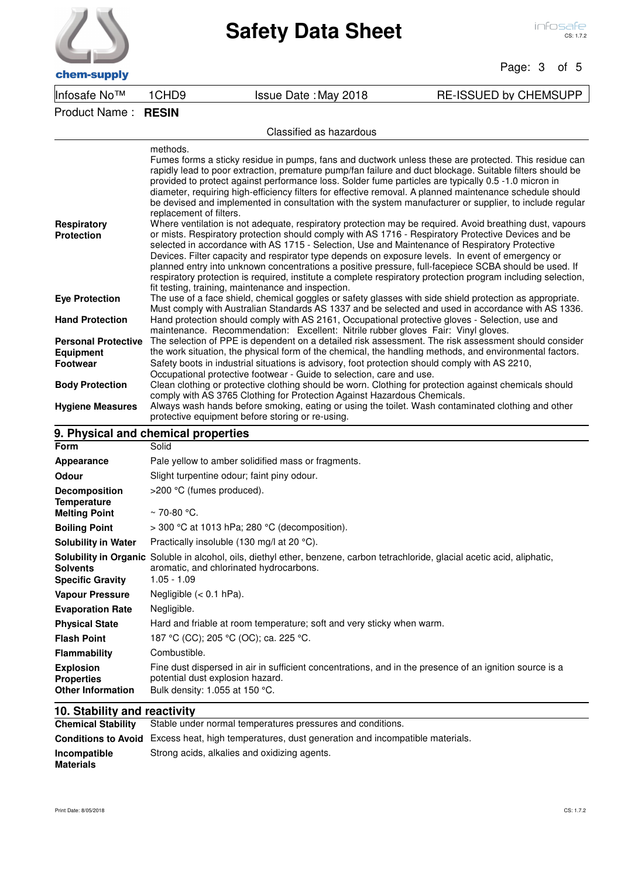Product Name : **RESIN**

Classified as hazardous

| | |
|---|---|
| | methods. Fumes forms a sticky residue in pumps, fans and ductwork unless these are protected. This residue can rapidly lead to poor extraction, premature pump/fan failure and duct blockage. Suitable filters should be provided to protect against performance loss. Solder fume particles are typically 0.5 -1.0 micron in diameter, requiring high-efficiency filters for effective removal. A planned maintenance schedule should be devised and implemented in consultation with the system manufacturer or supplier, to include regular replacement of filters. |
| **Respiratory Protection** | Where ventilation is not adequate, respiratory protection may be required. Avoid breathing dust, vapours or mists. Respiratory protection should comply with AS 1716 - Respiratory Protective Devices and be selected in accordance with AS 1715 - Selection, Use and Maintenance of Respiratory Protective Devices. Filter capacity and respirator type depends on exposure levels. In event of emergency or planned entry into unknown concentrations a positive pressure, full-facepiece SCBA should be used. If respiratory protection is required, institute a complete respiratory protection program including selection, fit testing, training, maintenance and inspection. |
| **Eye Protection** | The use of a face shield, chemical goggles or safety glasses with side shield protection as appropriate. Must comply with Australian Standards AS 1337 and be selected and used in accordance with AS 1336. |
| **Hand Protection** | Hand protection should comply with AS 2161, Occupational protective gloves - Selection, use and maintenance. Recommendation: Excellent: Nitrile rubber gloves Fair: Vinyl gloves. |
| **Personal Protective Equipment** | The selection of PPE is dependent on a detailed risk assessment. The risk assessment should consider the work situation, the physical form of the chemical, the handling methods, and environmental factors. |
| **Footwear** | Safety boots in industrial situations is advisory, foot protection should comply with AS 2210, Occupational protective footwear - Guide to selection, care and use. |
| **Body Protection** | Clean clothing or protective clothing should be worn. Clothing for protection against chemicals should comply with AS 3765 Clothing for Protection Against Hazardous Chemicals. |
| **Hygiene Measures** | Always wash hands before smoking, eating or using the toilet. Wash contaminated clothing and other protective equipment before storing or re-using. |

## 9. Physical and chemical properties

| | |
|---|---|
| **Form** | Solid |
| **Appearance** | Pale yellow to amber solidified mass or fragments. |
| **Odour** | Slight turpentine odour; faint piny odour. |
| **Decomposition Temperature** | >200 °C (fumes produced). |
| **Melting Point** | ~ 70-80 °C. |
| **Boiling Point** | > 300 °C at 1013 hPa; 280 °C (decomposition). |
| **Solubility in Water** | Practically insoluble (130 mg/l at 20 °C). |
| **Solubility in Organic Solvents** | Soluble in alcohol, oils, diethyl ether, benzene, carbon tetrachloride, glacial acetic acid, aliphatic, aromatic, and chlorinated hydrocarbons. |
| **Specific Gravity** | 1.05 - 1.09 |
| **Vapour Pressure** | Negligible (< 0.1 hPa). |
| **Evaporation Rate** | Negligible. |
| **Physical State** | Hard and friable at room temperature; soft and very sticky when warm. |
| **Flash Point** | 187 °C (CC); 205 °C (OC); ca. 225 °C. |
| **Flammability** | Combustible. |
| **Explosion Properties** | Fine dust dispersed in air in sufficient concentrations, and in the presence of an ignition source is a potential dust explosion hazard. |
| **Other Information** | Bulk density: 1.055 at 150 °C. |

## 10. Stability and reactivity

| | |
|---|---|
| **Chemical Stability** | Stable under normal temperatures pressures and conditions. |
| **Conditions to Avoid** | Excess heat, high temperatures, dust generation and incompatible materials. |
| **Incompatible Materials** | Strong acids, alkalies and oxidizing agents. |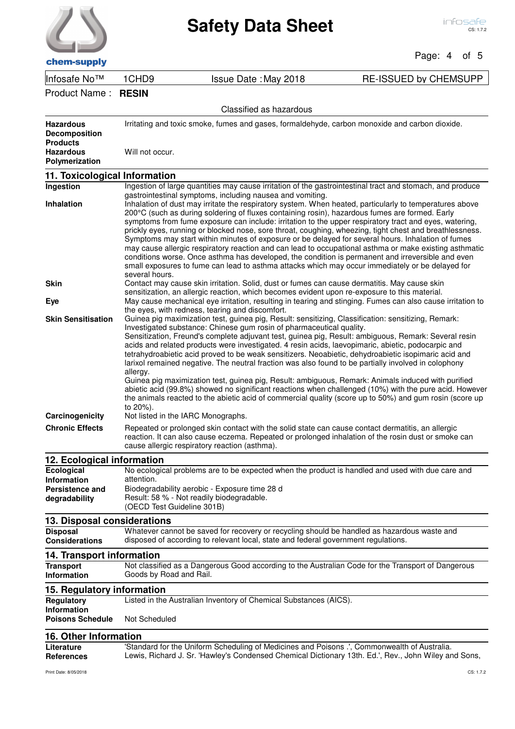| Infosafe No™ | 1CHD9 | Issue Date : May 2018 | RE-ISSUED by CHEMSUPP |
|---|---|---|---|

Product Name : **RESIN**

Classified as hazardous

| | |
|---|---|
| **Hazardous Decomposition Products** | Irritating and toxic smoke, fumes and gases, formaldehyde, carbon monoxide and carbon dioxide. |
| **Hazardous Polymerization** | Will not occur. |

## 11. Toxicological Information

| | |
|---|---|
| **Ingestion** | Ingestion of large quantities may cause irritation of the gastrointestinal tract and stomach, and produce gastrointestinal symptoms, including nausea and vomiting. |
| **Inhalation** | Inhalation of dust may irritate the respiratory system. When heated, particularly to temperatures above 200°C (such as during soldering of fluxes containing rosin), hazardous fumes are formed. Early symptoms from fume exposure can include: irritation to the upper respiratory tract and eyes, watering, prickly eyes, running or blocked nose, sore throat, coughing, wheezing, tight chest and breathlessness. Symptoms may start within minutes of exposure or be delayed for several hours. Inhalation of fumes may cause allergic respiratory reaction and can lead to occupational asthma or make existing asthmatic conditions worse. Once asthma has developed, the condition is permanent and irreversible and even small exposures to fume can lead to asthma attacks which may occur immediately or be delayed for several hours. |
| **Skin** | Contact may cause skin irritation. Solid, dust or fumes can cause dermatitis. May cause skin sensitization, an allergic reaction, which becomes evident upon re-exposure to this material. |
| **Eye** | May cause mechanical eye irritation, resulting in tearing and stinging. Fumes can also cause irritation to the eyes, with redness, tearing and discomfort. |
| **Skin Sensitisation** | Guinea pig maximization test, guinea pig, Result: sensitizing, Classification: sensitizing, Remark: Investigated substance: Chinese gum rosin of pharmaceutical quality.<br>Sensitization, Freund's complete adjuvant test, guinea pig, Result: ambiguous, Remark: Several resin acids and related products were investigated. 4 resin acids, laevopimaric, abietic, podocarpic and tetrahydroabietic acid proved to be weak sensitizers. Neoabietic, dehydroabietic isopimaric acid and larixol remained negative. The neutral fraction was also found to be partially involved in colophony allergy.<br>Guinea pig maximization test, guinea pig, Result: ambiguous, Remark: Animals induced with purified abietic acid (99.8%) showed no significant reactions when challenged (10%) with the pure acid. However the animals reacted to the abietic acid of commercial quality (score up to 50%) and gum rosin (score up to 20%). |
| **Carcinogenicity** | Not listed in the IARC Monographs. |
| **Chronic Effects** | Repeated or prolonged skin contact with the solid state can cause contact dermatitis, an allergic reaction. It can also cause eczema. Repeated or prolonged inhalation of the rosin dust or smoke can cause allergic respiratory reaction (asthma). |

## 12. Ecological information

| | |
|---|---|
| **Ecological Information** | No ecological problems are to be expected when the product is handled and used with due care and attention. |
| **Persistence and degradability** | Biodegradability aerobic - Exposure time 28 d<br>Result: 58 % - Not readily biodegradable.<br>(OECD Test Guideline 301B) |

## 13. Disposal considerations

| | |
|---|---|
| **Disposal Considerations** | Whatever cannot be saved for recovery or recycling should be handled as hazardous waste and disposed of according to relevant local, state and federal government regulations. |

## 14. Transport information

| | |
|---|---|
| **Transport Information** | Not classified as a Dangerous Good according to the Australian Code for the Transport of Dangerous Goods by Road and Rail. |

## 15. Regulatory information

| | |
|---|---|
| **Regulatory Information** | Listed in the Australian Inventory of Chemical Substances (AICS). |
| **Poisons Schedule** | Not Scheduled |

## 16. Other Information

| | |
|---|---|
| **Literature References** | 'Standard for the Uniform Scheduling of Medicines and Poisons .', Commonwealth of Australia.<br>Lewis, Richard J. Sr. 'Hawley's Condensed Chemical Dictionary 13th. Ed.', Rev., John Wiley and Sons, |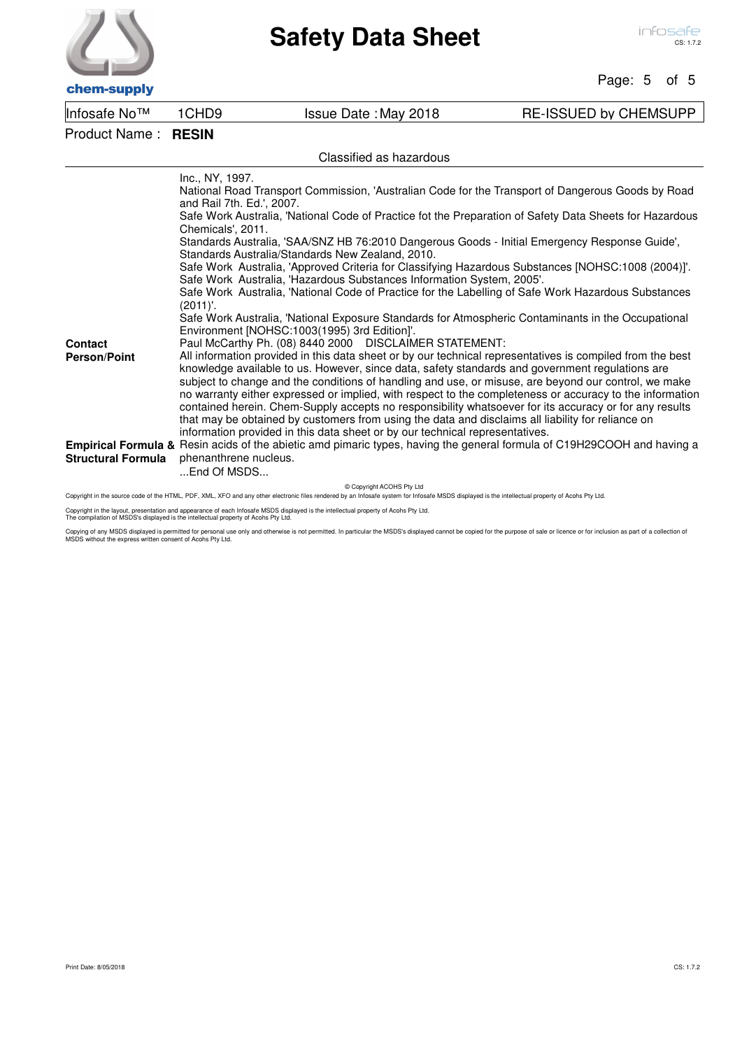Product Name : **RESIN**

Classified as hazardous

Inc., NY, 1997.
National Road Transport Commission, 'Australian Code for the Transport of Dangerous Goods by Road and Rail 7th. Ed.', 2007.
Safe Work Australia, 'National Code of Practice fot the Preparation of Safety Data Sheets for Hazardous Chemicals', 2011.
Standards Australia, 'SAA/SNZ HB 76:2010 Dangerous Goods - Initial Emergency Response Guide', Standards Australia/Standards New Zealand, 2010.
Safe Work Australia, 'Approved Criteria for Classifying Hazardous Substances [NOHSC:1008 (2004)]'.
Safe Work Australia, 'Hazardous Substances Information System, 2005'.
Safe Work Australia, 'National Code of Practice for the Labelling of Safe Work Hazardous Substances (2011)'.
Safe Work Australia, 'National Exposure Standards for Atmospheric Contaminants in the Occupational Environment [NOHSC:1003(1995) 3rd Edition]'.

**Contact Person/Point**
Paul McCarthy Ph. (08) 8440 2000 DISCLAIMER STATEMENT:
All information provided in this data sheet or by our technical representatives is compiled from the best knowledge available to us. However, since data, safety standards and government regulations are subject to change and the conditions of handling and use, or misuse, are beyond our control, we make no warranty either expressed or implied, with respect to the completeness or accuracy to the information contained herein. Chem-Supply accepts no responsibility whatsoever for its accuracy or for any results that may be obtained by customers from using the data and disclaims all liability for reliance on information provided in this data sheet or by our technical representatives.

**Empirical Formula & Structural Formula**
Resin acids of the abietic amd pimaric types, having the general formula of $C_{19}H_{29}COOH$ and having a phenanthrene nucleus.

...End Of MSDS...

© Copyright ACOHS Pty Ltd

Copyright in the source code of the HTML, PDF, XML, XFO and any other electronic files rendered by an Infosafe system for Infosafe MSDS displayed is the intellectual property of Acohs Pty Ltd.

Copyright in the layout, presentation and appearance of each Infosafe MSDS displayed is the intellectual property of Acohs Pty Ltd.
The compilation of MSDS's displayed is the intellectual property of Acohs Pty Ltd.

Copying of any MSDS displayed is permitted for personal use only and otherwise is not permitted. In particular the MSDS's displayed cannot be copied for the purpose of sale or licence or for inclusion as part of a collection of MSDS without the express written consent of Acohs Pty Ltd.